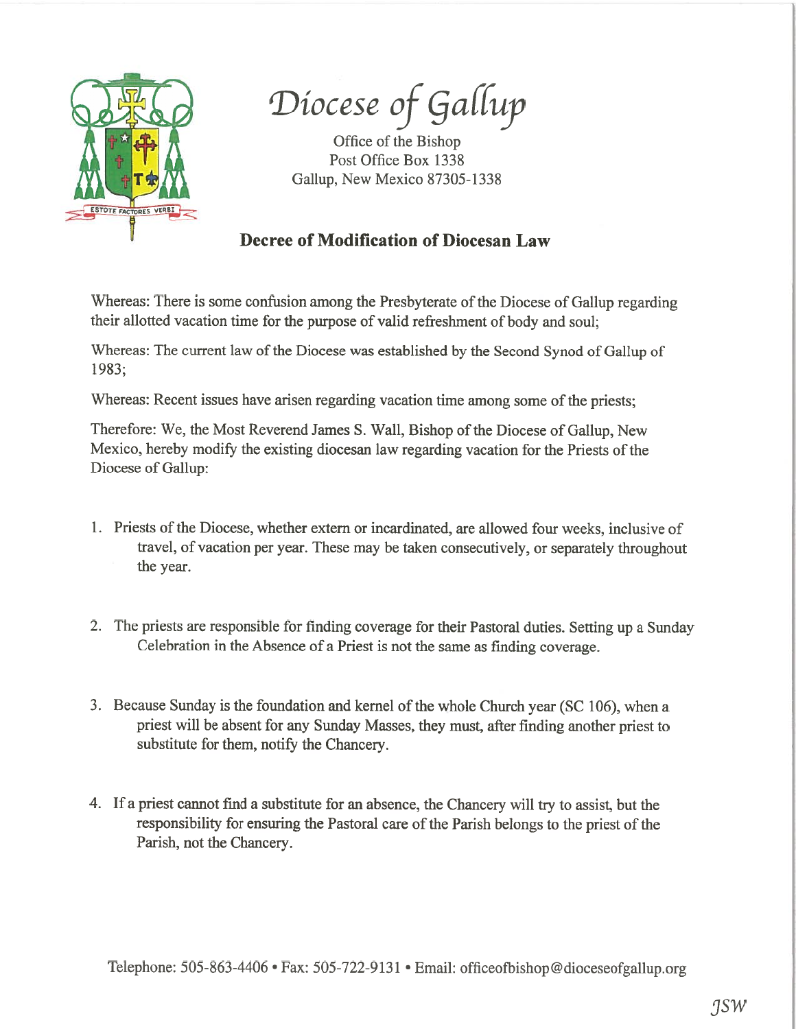# Diocese of Gallup

Office of the Bishop
Post Office Box 1338
Gallup, New Mexico 87305-1338

## Decree of Modification of Diocesan Law

Whereas: There is some confusion among the Presbyterate of the Diocese of Gallup regarding their allotted vacation time for the purpose of valid refreshment of body and soul;

Whereas: The current law of the Diocese was established by the Second Synod of Gallup of 1983;

Whereas: Recent issues have arisen regarding vacation time among some of the priests;

Therefore: We, the Most Reverend James S. Wall, Bishop of the Diocese of Gallup, New Mexico, hereby modify the existing diocesan law regarding vacation for the Priests of the Diocese of Gallup:

1. Priests of the Diocese, whether extern or incardinated, are allowed four weeks, inclusive of travel, of vacation per year. These may be taken consecutively, or separately throughout the year.

2. The priests are responsible for finding coverage for their Pastoral duties. Setting up a Sunday Celebration in the Absence of a Priest is not the same as finding coverage.

3. Because Sunday is the foundation and kernel of the whole Church year (SC 106), when a priest will be absent for any Sunday Masses, they must, after finding another priest to substitute for them, notify the Chancery.

4. If a priest cannot find a substitute for an absence, the Chancery will try to assist, but the responsibility for ensuring the Pastoral care of the Parish belongs to the priest of the Parish, not the Chancery.

Telephone: 505-863-4406 • Fax: 505-722-9131 • Email: officeofbishop@dioceseofgallup.org

*JSW*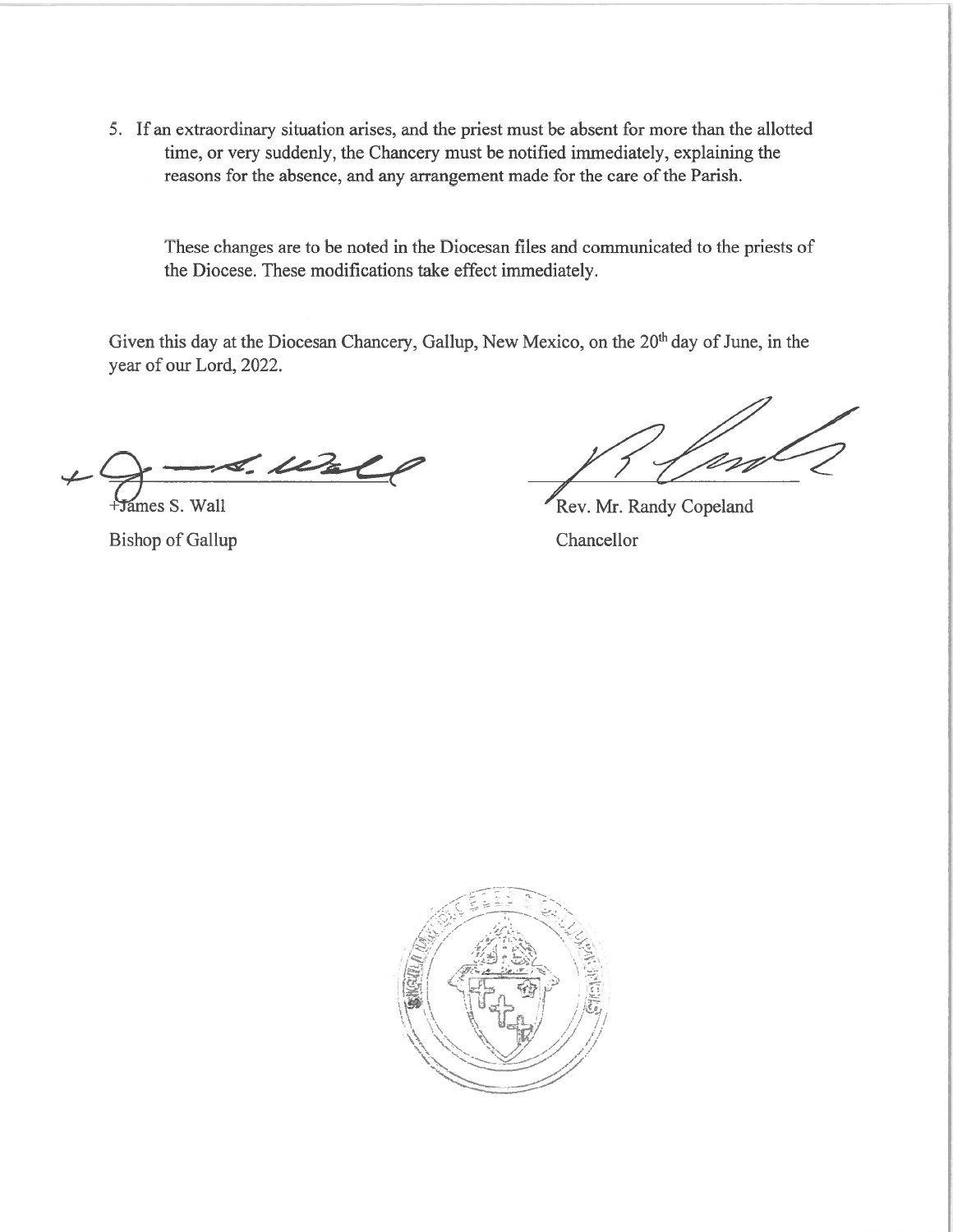5. If an extraordinary situation arises, and the priest must be absent for more than the allotted time, or very suddenly, the Chancery must be notified immediately, explaining the reasons for the absence, and any arrangement made for the care of the Parish.

These changes are to be noted in the Diocesan files and communicated to the priests of the Diocese. These modifications take effect immediately.

Given this day at the Diocesan Chancery, Gallup, New Mexico, on the 20th day of June, in the year of our Lord, 2022.

+James S. Wall
Bishop of Gallup

Rev. Mr. Randy Copeland
Chancellor